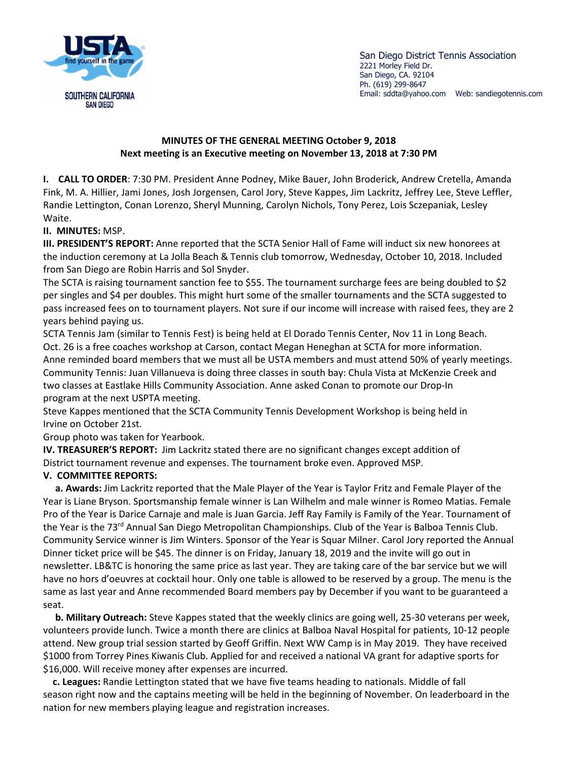San Diego District Tennis Association
2221 Morley Field Dr.
San Diego, CA. 92104
Ph. (619) 299-8647
Email: sddta@yahoo.com Web: sandiegotennis.com

**MINUTES OF THE GENERAL MEETING October 9, 2018**
**Next meeting is an Executive meeting on November 13, 2018 at 7:30 PM**

**I. CALL TO ORDER**: 7:30 PM. President Anne Podney, Mike Bauer, John Broderick, Andrew Cretella, Amanda Fink, M. A. Hillier, Jami Jones, Josh Jorgensen, Carol Jory, Steve Kappes, Jim Lackritz, Jeffrey Lee, Steve Leffler, Randie Lettington, Conan Lorenzo, Sheryl Munning, Carolyn Nichols, Tony Perez, Lois Sczepaniak, Lesley Waite.

**II. MINUTES:** MSP.

**III. PRESIDENT'S REPORT:** Anne reported that the SCTA Senior Hall of Fame will induct six new honorees at the induction ceremony at La Jolla Beach & Tennis club tomorrow, Wednesday, October 10, 2018. Included from San Diego are Robin Harris and Sol Snyder.

The SCTA is raising tournament sanction fee to $55. The tournament surcharge fees are being doubled to $2 per singles and $4 per doubles. This might hurt some of the smaller tournaments and the SCTA suggested to pass increased fees on to tournament players. Not sure if our income will increase with raised fees, they are 2 years behind paying us.

SCTA Tennis Jam (similar to Tennis Fest) is being held at El Dorado Tennis Center, Nov 11 in Long Beach. Oct. 26 is a free coaches workshop at Carson, contact Megan Heneghan at SCTA for more information. Anne reminded board members that we must all be USTA members and must attend 50% of yearly meetings. Community Tennis: Juan Villanueva is doing three classes in south bay: Chula Vista at McKenzie Creek and two classes at Eastlake Hills Community Association. Anne asked Conan to promote our Drop-In program at the next USPTA meeting.

Steve Kappes mentioned that the SCTA Community Tennis Development Workshop is being held in Irvine on October 21st.

Group photo was taken for Yearbook.

**IV. TREASURER'S REPORT:** Jim Lackritz stated there are no significant changes except addition of District tournament revenue and expenses. The tournament broke even. Approved MSP.

**V. COMMITTEE REPORTS:**

**a. Awards:** Jim Lackritz reported that the Male Player of the Year is Taylor Fritz and Female Player of the Year is Liane Bryson. Sportsmanship female winner is Lan Wilhelm and male winner is Romeo Matias. Female Pro of the Year is Darice Carnaje and male is Juan Garcia. Jeff Ray Family is Family of the Year. Tournament of the Year is the 73rd Annual San Diego Metropolitan Championships. Club of the Year is Balboa Tennis Club. Community Service winner is Jim Winters. Sponsor of the Year is Squar Milner. Carol Jory reported the Annual Dinner ticket price will be $45. The dinner is on Friday, January 18, 2019 and the invite will go out in newsletter. LB&TC is honoring the same price as last year. They are taking care of the bar service but we will have no hors d'oeuvres at cocktail hour. Only one table is allowed to be reserved by a group. The menu is the same as last year and Anne recommended Board members pay by December if you want to be guaranteed a seat.

**b. Military Outreach:** Steve Kappes stated that the weekly clinics are going well, 25-30 veterans per week, volunteers provide lunch. Twice a month there are clinics at Balboa Naval Hospital for patients, 10-12 people attend. New group trial session started by Geoff Griffin. Next WW Camp is in May 2019. They have received $1000 from Torrey Pines Kiwanis Club. Applied for and received a national VA grant for adaptive sports for $16,000. Will receive money after expenses are incurred.

**c. Leagues:** Randie Lettington stated that we have five teams heading to nationals. Middle of fall season right now and the captains meeting will be held in the beginning of November. On leaderboard in the nation for new members playing league and registration increases.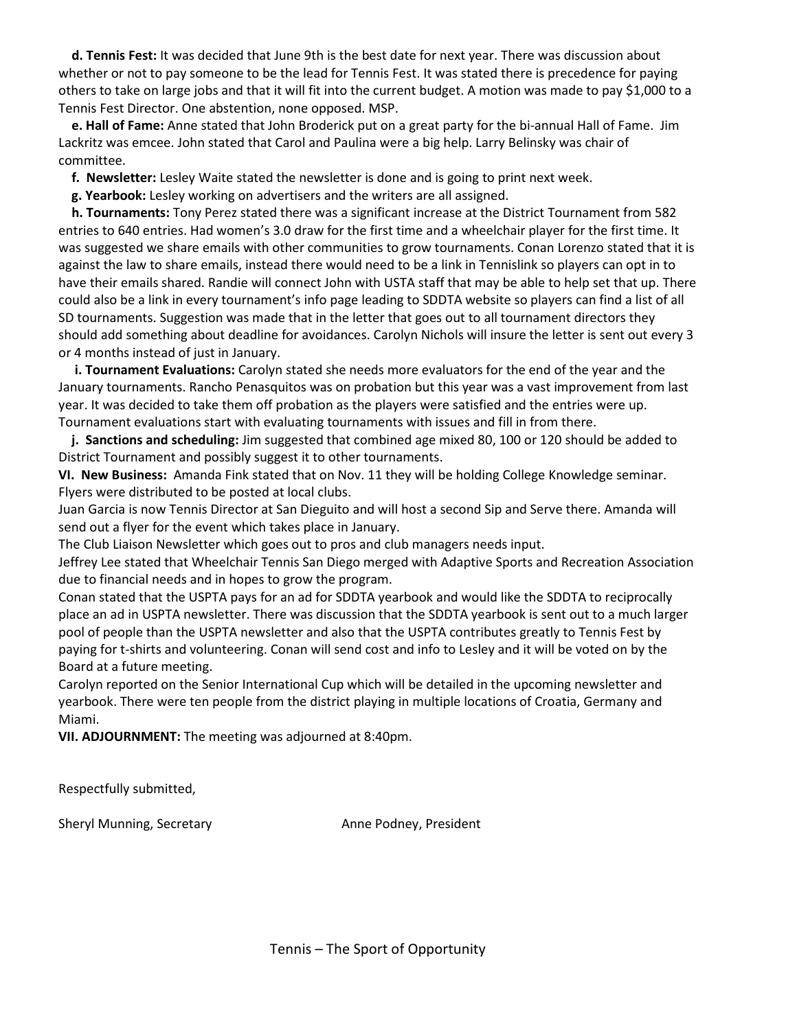**d. Tennis Fest:** It was decided that June 9th is the best date for next year. There was discussion about whether or not to pay someone to be the lead for Tennis Fest. It was stated there is precedence for paying others to take on large jobs and that it will fit into the current budget. A motion was made to pay $1,000 to a Tennis Fest Director. One abstention, none opposed. MSP.

**e. Hall of Fame:** Anne stated that John Broderick put on a great party for the bi-annual Hall of Fame. Jim Lackritz was emcee. John stated that Carol and Paulina were a big help. Larry Belinsky was chair of committee.

**f. Newsletter:** Lesley Waite stated the newsletter is done and is going to print next week.

**g. Yearbook:** Lesley working on advertisers and the writers are all assigned.

**h. Tournaments:** Tony Perez stated there was a significant increase at the District Tournament from 582 entries to 640 entries. Had women's 3.0 draw for the first time and a wheelchair player for the first time. It was suggested we share emails with other communities to grow tournaments. Conan Lorenzo stated that it is against the law to share emails, instead there would need to be a link in Tennislink so players can opt in to have their emails shared. Randie will connect John with USTA staff that may be able to help set that up. There could also be a link in every tournament's info page leading to SDDTA website so players can find a list of all SD tournaments. Suggestion was made that in the letter that goes out to all tournament directors they should add something about deadline for avoidances. Carolyn Nichols will insure the letter is sent out every 3 or 4 months instead of just in January.

**i. Tournament Evaluations:** Carolyn stated she needs more evaluators for the end of the year and the January tournaments. Rancho Penasquitos was on probation but this year was a vast improvement from last year. It was decided to take them off probation as the players were satisfied and the entries were up. Tournament evaluations start with evaluating tournaments with issues and fill in from there.

**j. Sanctions and scheduling:** Jim suggested that combined age mixed 80, 100 or 120 should be added to District Tournament and possibly suggest it to other tournaments.

**VI. New Business:** Amanda Fink stated that on Nov. 11 they will be holding College Knowledge seminar. Flyers were distributed to be posted at local clubs.

Juan Garcia is now Tennis Director at San Dieguito and will host a second Sip and Serve there. Amanda will send out a flyer for the event which takes place in January.

The Club Liaison Newsletter which goes out to pros and club managers needs input.

Jeffrey Lee stated that Wheelchair Tennis San Diego merged with Adaptive Sports and Recreation Association due to financial needs and in hopes to grow the program.

Conan stated that the USPTA pays for an ad for SDDTA yearbook and would like the SDDTA to reciprocally place an ad in USPTA newsletter. There was discussion that the SDDTA yearbook is sent out to a much larger pool of people than the USPTA newsletter and also that the USPTA contributes greatly to Tennis Fest by paying for t-shirts and volunteering. Conan will send cost and info to Lesley and it will be voted on by the Board at a future meeting.

Carolyn reported on the Senior International Cup which will be detailed in the upcoming newsletter and yearbook. There were ten people from the district playing in multiple locations of Croatia, Germany and Miami.

**VII. ADJOURNMENT:** The meeting was adjourned at 8:40pm.

Respectfully submitted,

Sheryl Munning, Secretary Anne Podney, President

Tennis – The Sport of Opportunity